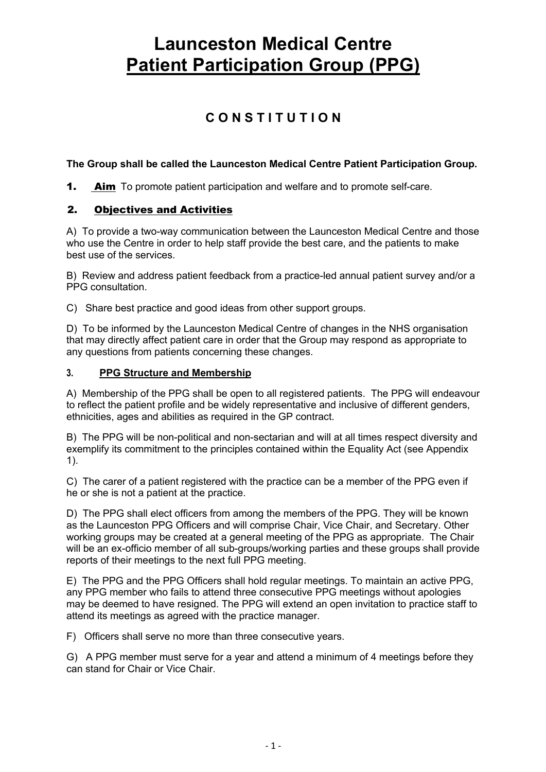# Launceston Medical Centre
# Patient Participation Group (PPG)

## C O N S T I T U T I O N

**The Group shall be called the Launceston Medical Centre Patient Participation Group.**

**1. Aim** To promote patient participation and welfare and to promote self-care.

### 2. Objectives and Activities

A) To provide a two-way communication between the Launceston Medical Centre and those who use the Centre in order to help staff provide the best care, and the patients to make best use of the services.

B) Review and address patient feedback from a practice-led annual patient survey and/or a PPG consultation.

C) Share best practice and good ideas from other support groups.

D) To be informed by the Launceston Medical Centre of changes in the NHS organisation that may directly affect patient care in order that the Group may respond as appropriate to any questions from patients concerning these changes.

### 3. PPG Structure and Membership

A) Membership of the PPG shall be open to all registered patients. The PPG will endeavour to reflect the patient profile and be widely representative and inclusive of different genders, ethnicities, ages and abilities as required in the GP contract.

B) The PPG will be non-political and non-sectarian and will at all times respect diversity and exemplify its commitment to the principles contained within the Equality Act (see Appendix 1).

C) The carer of a patient registered with the practice can be a member of the PPG even if he or she is not a patient at the practice.

D) The PPG shall elect officers from among the members of the PPG. They will be known as the Launceston PPG Officers and will comprise Chair, Vice Chair, and Secretary. Other working groups may be created at a general meeting of the PPG as appropriate. The Chair will be an ex-officio member of all sub-groups/working parties and these groups shall provide reports of their meetings to the next full PPG meeting.

E) The PPG and the PPG Officers shall hold regular meetings. To maintain an active PPG, any PPG member who fails to attend three consecutive PPG meetings without apologies may be deemed to have resigned. The PPG will extend an open invitation to practice staff to attend its meetings as agreed with the practice manager.

F) Officers shall serve no more than three consecutive years.

G) A PPG member must serve for a year and attend a minimum of 4 meetings before they can stand for Chair or Vice Chair.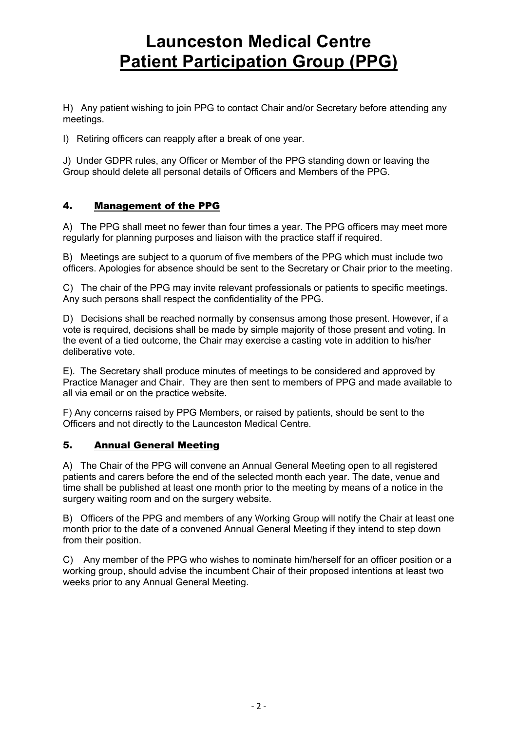H) Any patient wishing to join PPG to contact Chair and/or Secretary before attending any meetings.

I) Retiring officers can reapply after a break of one year.

J) Under GDPR rules, any Officer or Member of the PPG standing down or leaving the Group should delete all personal details of Officers and Members of the PPG.

## 4. Management of the PPG

A) The PPG shall meet no fewer than four times a year. The PPG officers may meet more regularly for planning purposes and liaison with the practice staff if required.

B) Meetings are subject to a quorum of five members of the PPG which must include two officers. Apologies for absence should be sent to the Secretary or Chair prior to the meeting.

C) The chair of the PPG may invite relevant professionals or patients to specific meetings. Any such persons shall respect the confidentiality of the PPG.

D) Decisions shall be reached normally by consensus among those present. However, if a vote is required, decisions shall be made by simple majority of those present and voting. In the event of a tied outcome, the Chair may exercise a casting vote in addition to his/her deliberative vote.

E). The Secretary shall produce minutes of meetings to be considered and approved by Practice Manager and Chair. They are then sent to members of PPG and made available to all via email or on the practice website.

F) Any concerns raised by PPG Members, or raised by patients, should be sent to the Officers and not directly to the Launceston Medical Centre.

## 5. Annual General Meeting

A) The Chair of the PPG will convene an Annual General Meeting open to all registered patients and carers before the end of the selected month each year. The date, venue and time shall be published at least one month prior to the meeting by means of a notice in the surgery waiting room and on the surgery website.

B) Officers of the PPG and members of any Working Group will notify the Chair at least one month prior to the date of a convened Annual General Meeting if they intend to step down from their position.

C) Any member of the PPG who wishes to nominate him/herself for an officer position or a working group, should advise the incumbent Chair of their proposed intentions at least two weeks prior to any Annual General Meeting.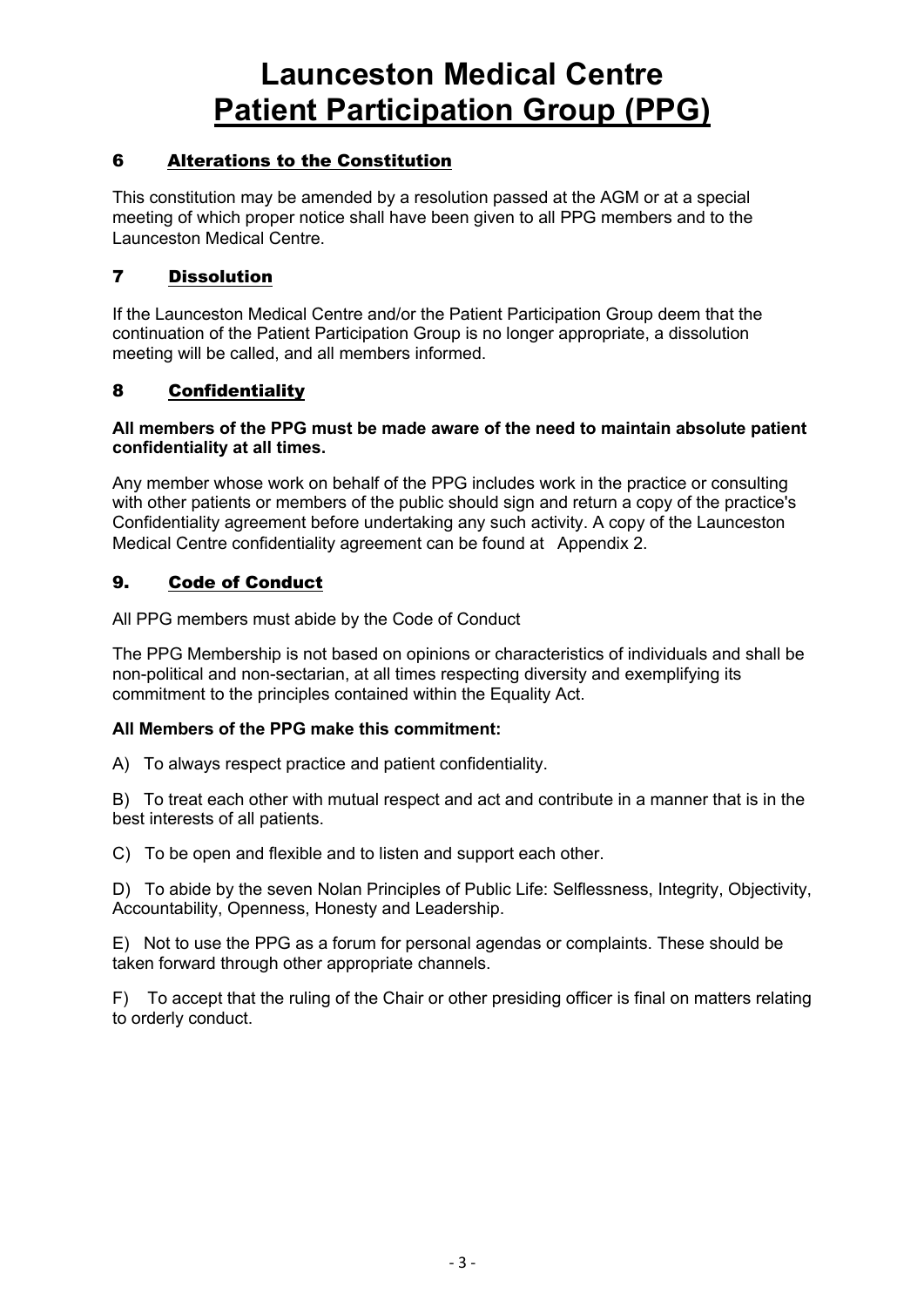# Launceston Medical Centre
# Patient Participation Group (PPG)

## 6 Alterations to the Constitution

This constitution may be amended by a resolution passed at the AGM or at a special meeting of which proper notice shall have been given to all PPG members and to the Launceston Medical Centre.

## 7 Dissolution

If the Launceston Medical Centre and/or the Patient Participation Group deem that the continuation of the Patient Participation Group is no longer appropriate, a dissolution meeting will be called, and all members informed.

## 8 Confidentiality

**All members of the PPG must be made aware of the need to maintain absolute patient confidentiality at all times.**

Any member whose work on behalf of the PPG includes work in the practice or consulting with other patients or members of the public should sign and return a copy of the practice's Confidentiality agreement before undertaking any such activity. A copy of the Launceston Medical Centre confidentiality agreement can be found at Appendix 2.

## 9. Code of Conduct

All PPG members must abide by the Code of Conduct

The PPG Membership is not based on opinions or characteristics of individuals and shall be non-political and non-sectarian, at all times respecting diversity and exemplifying its commitment to the principles contained within the Equality Act.

**All Members of the PPG make this commitment:**

A) To always respect practice and patient confidentiality.

B) To treat each other with mutual respect and act and contribute in a manner that is in the best interests of all patients.

C) To be open and flexible and to listen and support each other.

D) To abide by the seven Nolan Principles of Public Life: Selflessness, Integrity, Objectivity, Accountability, Openness, Honesty and Leadership.

E) Not to use the PPG as a forum for personal agendas or complaints. These should be taken forward through other appropriate channels.

F) To accept that the ruling of the Chair or other presiding officer is final on matters relating to orderly conduct.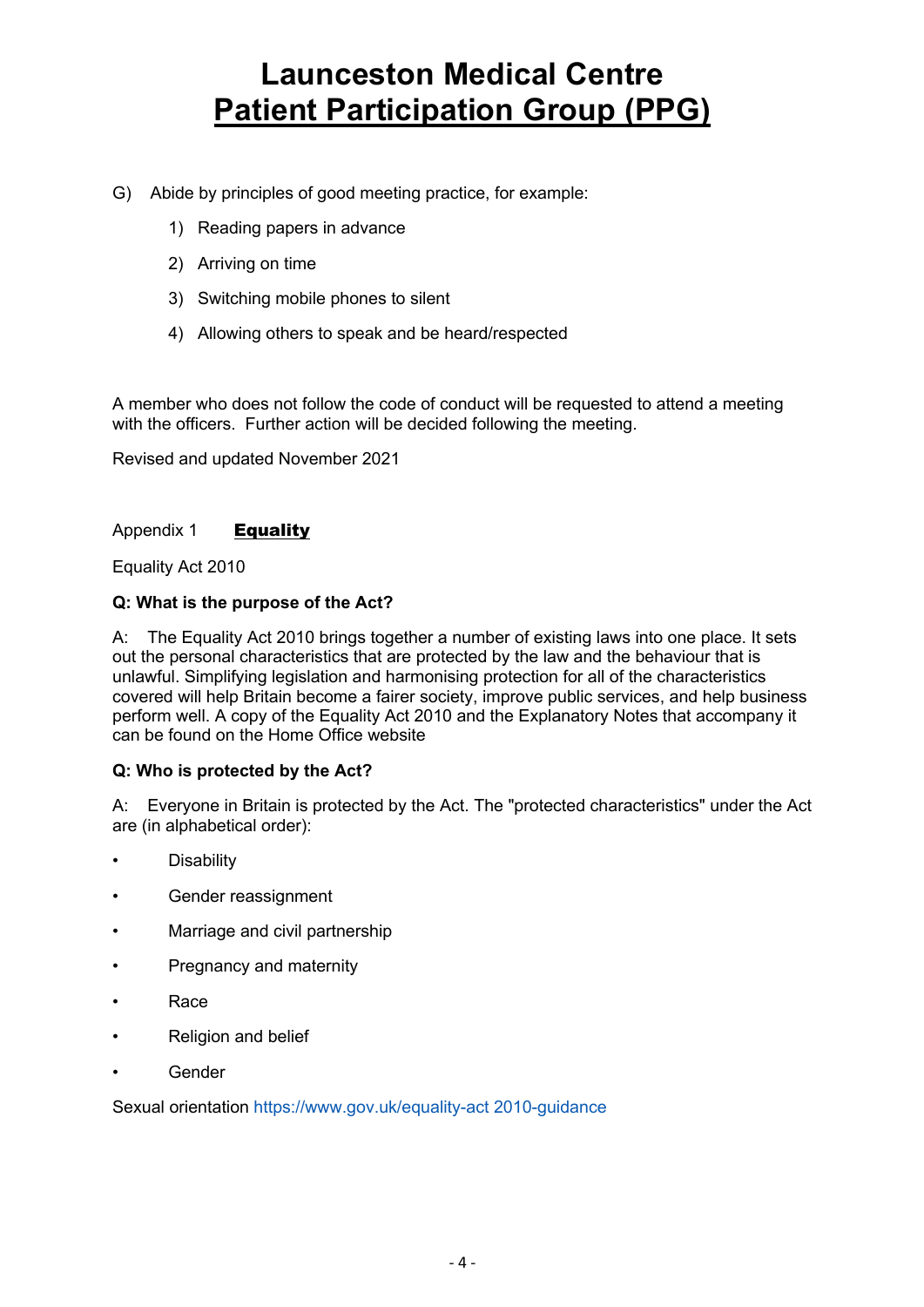# Launceston Medical Centre
# Patient Participation Group (PPG)

G) Abide by principles of good meeting practice, for example:

1) Reading papers in advance
2) Arriving on time
3) Switching mobile phones to silent
4) Allowing others to speak and be heard/respected

A member who does not follow the code of conduct will be requested to attend a meeting with the officers. Further action will be decided following the meeting.

Revised and updated November 2021

Appendix 1 **Equality**

Equality Act 2010

**Q: What is the purpose of the Act?**

A: The Equality Act 2010 brings together a number of existing laws into one place. It sets out the personal characteristics that are protected by the law and the behaviour that is unlawful. Simplifying legislation and harmonising protection for all of the characteristics covered will help Britain become a fairer society, improve public services, and help business perform well. A copy of the Equality Act 2010 and the Explanatory Notes that accompany it can be found on the Home Office website

**Q: Who is protected by the Act?**

A: Everyone in Britain is protected by the Act. The "protected characteristics" under the Act are (in alphabetical order):

- Disability
- Gender reassignment
- Marriage and civil partnership
- Pregnancy and maternity
- Race
- Religion and belief
- Gender

Sexual orientation https://www.gov.uk/equality-act 2010-guidance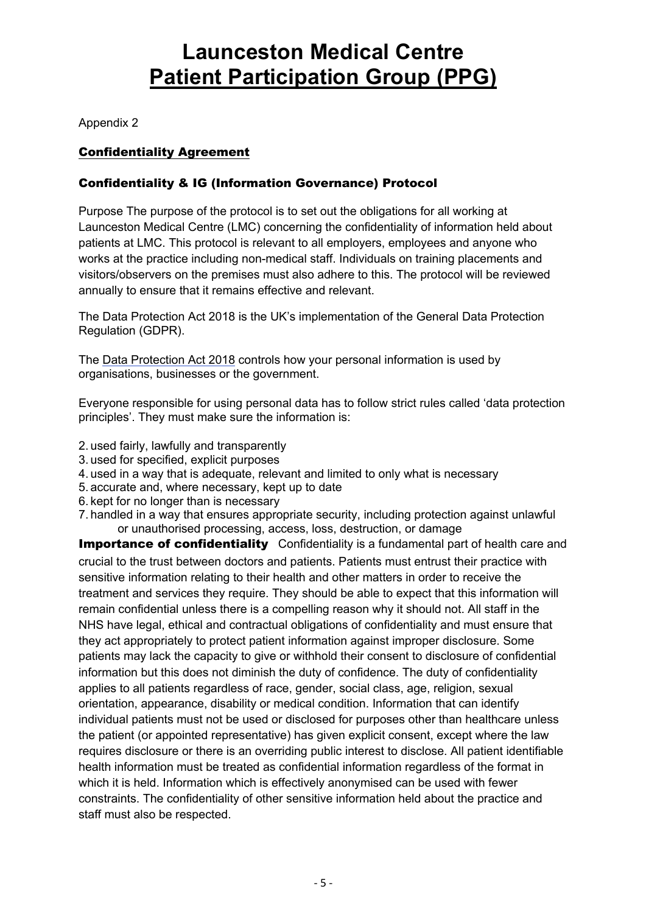# Launceston Medical Centre
# Patient Participation Group (PPG)

Appendix 2

## Confidentiality Agreement

### Confidentiality & IG (Information Governance) Protocol

Purpose The purpose of the protocol is to set out the obligations for all working at Launceston Medical Centre (LMC) concerning the confidentiality of information held about patients at LMC. This protocol is relevant to all employers, employees and anyone who works at the practice including non-medical staff. Individuals on training placements and visitors/observers on the premises must also adhere to this. The protocol will be reviewed annually to ensure that it remains effective and relevant.

The Data Protection Act 2018 is the UK's implementation of the General Data Protection Regulation (GDPR).

The Data Protection Act 2018 controls how your personal information is used by organisations, businesses or the government.

Everyone responsible for using personal data has to follow strict rules called 'data protection principles'. They must make sure the information is:

2. used fairly, lawfully and transparently
3. used for specified, explicit purposes
4. used in a way that is adequate, relevant and limited to only what is necessary
5. accurate and, where necessary, kept up to date
6. kept for no longer than is necessary
7. handled in a way that ensures appropriate security, including protection against unlawful or unauthorised processing, access, loss, destruction, or damage

**Importance of confidentiality** Confidentiality is a fundamental part of health care and crucial to the trust between doctors and patients. Patients must entrust their practice with sensitive information relating to their health and other matters in order to receive the treatment and services they require. They should be able to expect that this information will remain confidential unless there is a compelling reason why it should not. All staff in the NHS have legal, ethical and contractual obligations of confidentiality and must ensure that they act appropriately to protect patient information against improper disclosure. Some patients may lack the capacity to give or withhold their consent to disclosure of confidential information but this does not diminish the duty of confidence. The duty of confidentiality applies to all patients regardless of race, gender, social class, age, religion, sexual orientation, appearance, disability or medical condition. Information that can identify individual patients must not be used or disclosed for purposes other than healthcare unless the patient (or appointed representative) has given explicit consent, except where the law requires disclosure or there is an overriding public interest to disclose. All patient identifiable health information must be treated as confidential information regardless of the format in which it is held. Information which is effectively anonymised can be used with fewer constraints. The confidentiality of other sensitive information held about the practice and staff must also be respected.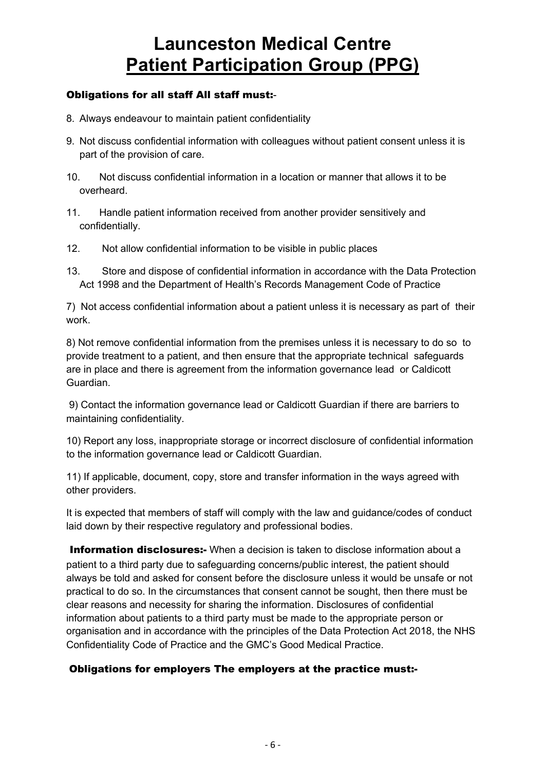# Launceston Medical Centre
# Patient Participation Group (PPG)

**Obligations for all staff All staff must:**-

8. Always endeavour to maintain patient confidentiality

9. Not discuss confidential information with colleagues without patient consent unless it is part of the provision of care.

10. Not discuss confidential information in a location or manner that allows it to be overheard.

11. Handle patient information received from another provider sensitively and confidentially.

12. Not allow confidential information to be visible in public places

13. Store and dispose of confidential information in accordance with the Data Protection Act 1998 and the Department of Health's Records Management Code of Practice

7) Not access confidential information about a patient unless it is necessary as part of their work.

8) Not remove confidential information from the premises unless it is necessary to do so to provide treatment to a patient, and then ensure that the appropriate technical safeguards are in place and there is agreement from the information governance lead or Caldicott Guardian.

9) Contact the information governance lead or Caldicott Guardian if there are barriers to maintaining confidentiality.

10) Report any loss, inappropriate storage or incorrect disclosure of confidential information to the information governance lead or Caldicott Guardian.

11) If applicable, document, copy, store and transfer information in the ways agreed with other providers.

It is expected that members of staff will comply with the law and guidance/codes of conduct laid down by their respective regulatory and professional bodies.

**Information disclosures:-** When a decision is taken to disclose information about a patient to a third party due to safeguarding concerns/public interest, the patient should always be told and asked for consent before the disclosure unless it would be unsafe or not practical to do so. In the circumstances that consent cannot be sought, then there must be clear reasons and necessity for sharing the information. Disclosures of confidential information about patients to a third party must be made to the appropriate person or organisation and in accordance with the principles of the Data Protection Act 2018, the NHS Confidentiality Code of Practice and the GMC's Good Medical Practice.

**Obligations for employers The employers at the practice must:-**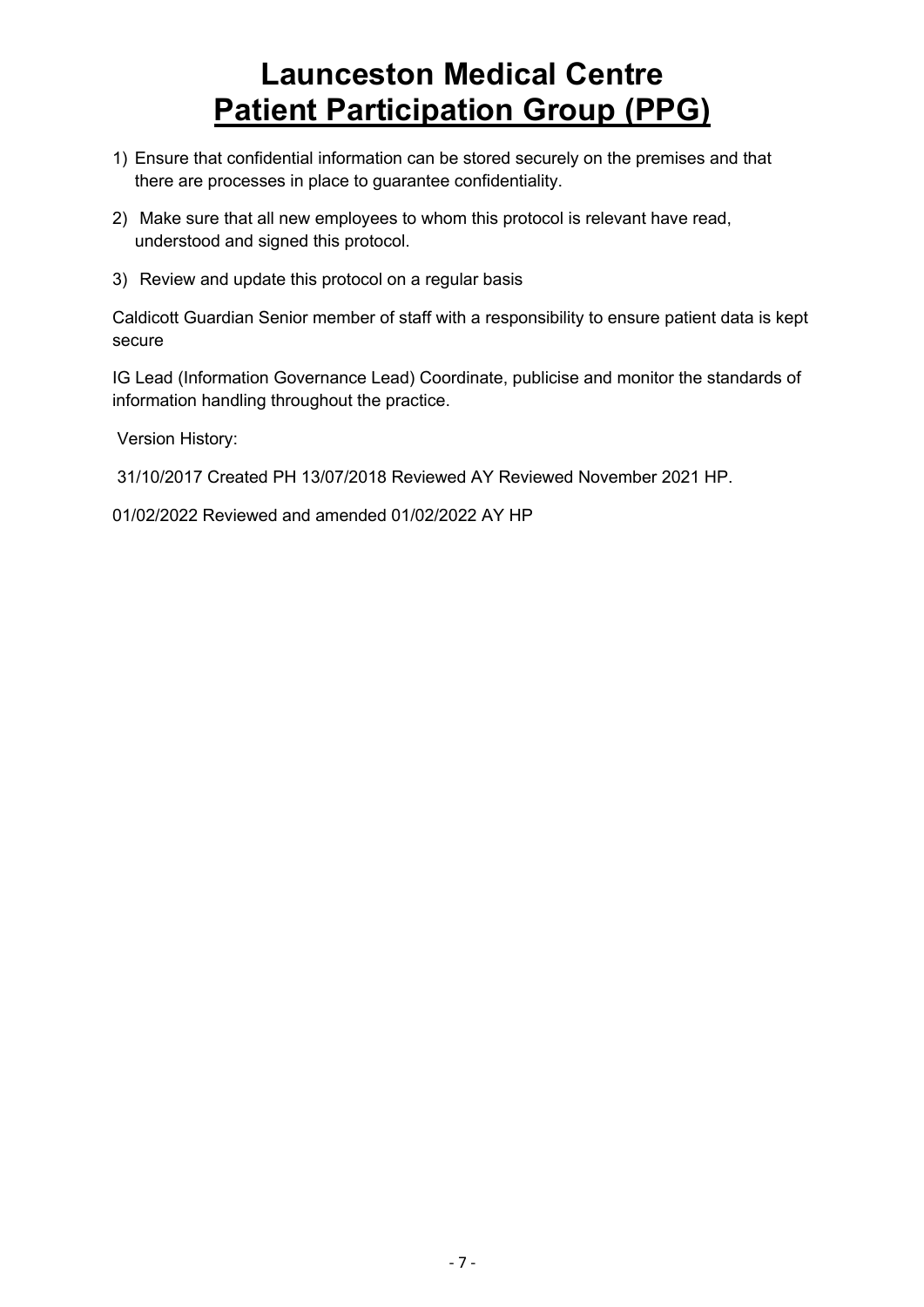# Launceston Medical Centre
## Patient Participation Group (PPG)

1) Ensure that confidential information can be stored securely on the premises and that there are processes in place to guarantee confidentiality.
2) Make sure that all new employees to whom this protocol is relevant have read, understood and signed this protocol.
3) Review and update this protocol on a regular basis

Caldicott Guardian Senior member of staff with a responsibility to ensure patient data is kept secure

IG Lead (Information Governance Lead) Coordinate, publicise and monitor the standards of information handling throughout the practice.

Version History:

31/10/2017 Created PH 13/07/2018 Reviewed AY Reviewed November 2021 HP.

01/02/2022 Reviewed and amended 01/02/2022 AY HP